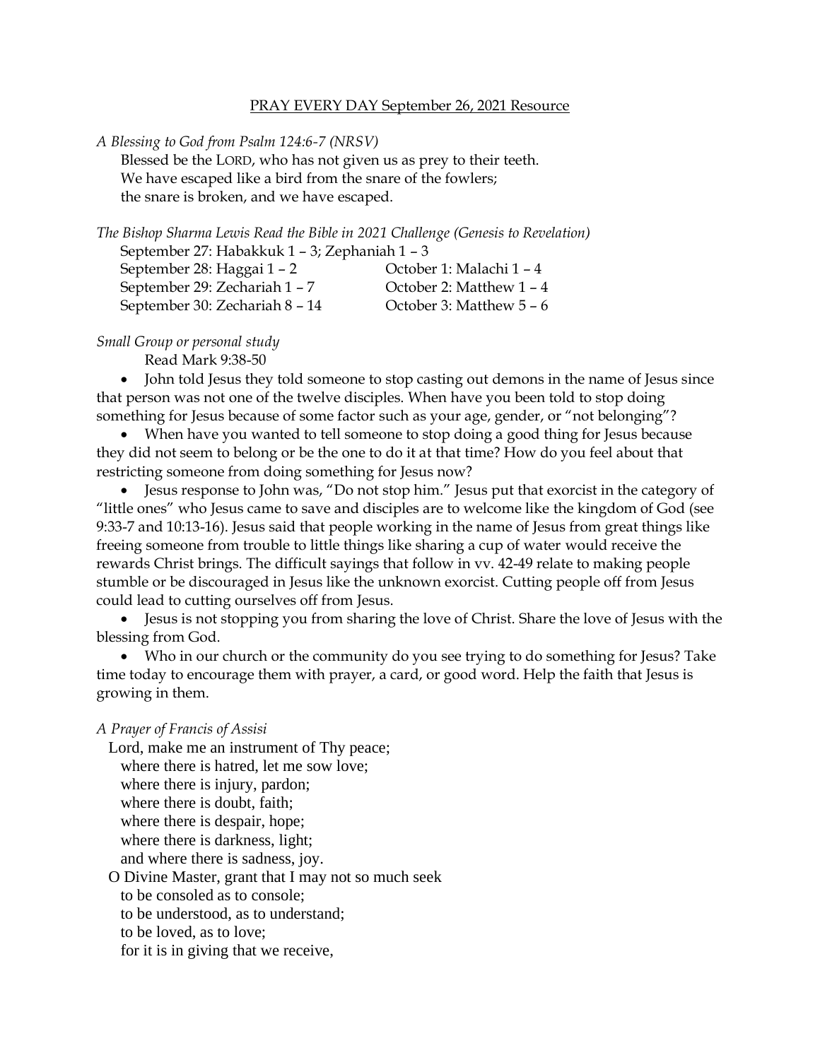PRAY EVERY DAY September 26, 2021 Resource

*A Blessing to God from Psalm 124:6-7 (NRSV)*

Blessed be the LORD, who has not given us as prey to their teeth.
We have escaped like a bird from the snare of the fowlers;
the snare is broken, and we have escaped.

*The Bishop Sharma Lewis Read the Bible in 2021 Challenge (Genesis to Revelation)*

September 27: Habakkuk 1 – 3; Zephaniah 1 – 3
September 28: Haggai 1 – 2
September 29: Zechariah 1 – 7
September 30: Zechariah 8 – 14
October 1: Malachi 1 – 4
October 2: Matthew 1 – 4
October 3: Matthew 5 – 6

*Small Group or personal study*

Read Mark 9:38-50

- John told Jesus they told someone to stop casting out demons in the name of Jesus since that person was not one of the twelve disciples. When have you been told to stop doing something for Jesus because of some factor such as your age, gender, or "not belonging"?
- When have you wanted to tell someone to stop doing a good thing for Jesus because they did not seem to belong or be the one to do it at that time? How do you feel about that restricting someone from doing something for Jesus now?
- Jesus response to John was, "Do not stop him." Jesus put that exorcist in the category of "little ones" who Jesus came to save and disciples are to welcome like the kingdom of God (see 9:33-7 and 10:13-16). Jesus said that people working in the name of Jesus from great things like freeing someone from trouble to little things like sharing a cup of water would receive the rewards Christ brings. The difficult sayings that follow in vv. 42-49 relate to making people stumble or be discouraged in Jesus like the unknown exorcist. Cutting people off from Jesus could lead to cutting ourselves off from Jesus.
- Jesus is not stopping you from sharing the love of Christ. Share the love of Jesus with the blessing from God.
- Who in our church or the community do you see trying to do something for Jesus? Take time today to encourage them with prayer, a card, or good word. Help the faith that Jesus is growing in them.

*A Prayer of Francis of Assisi*

Lord, make me an instrument of Thy peace;
where there is hatred, let me sow love;
where there is injury, pardon;
where there is doubt, faith;
where there is despair, hope;
where there is darkness, light;
and where there is sadness, joy.
O Divine Master, grant that I may not so much seek
to be consoled as to console;
to be understood, as to understand;
to be loved, as to love;
for it is in giving that we receive,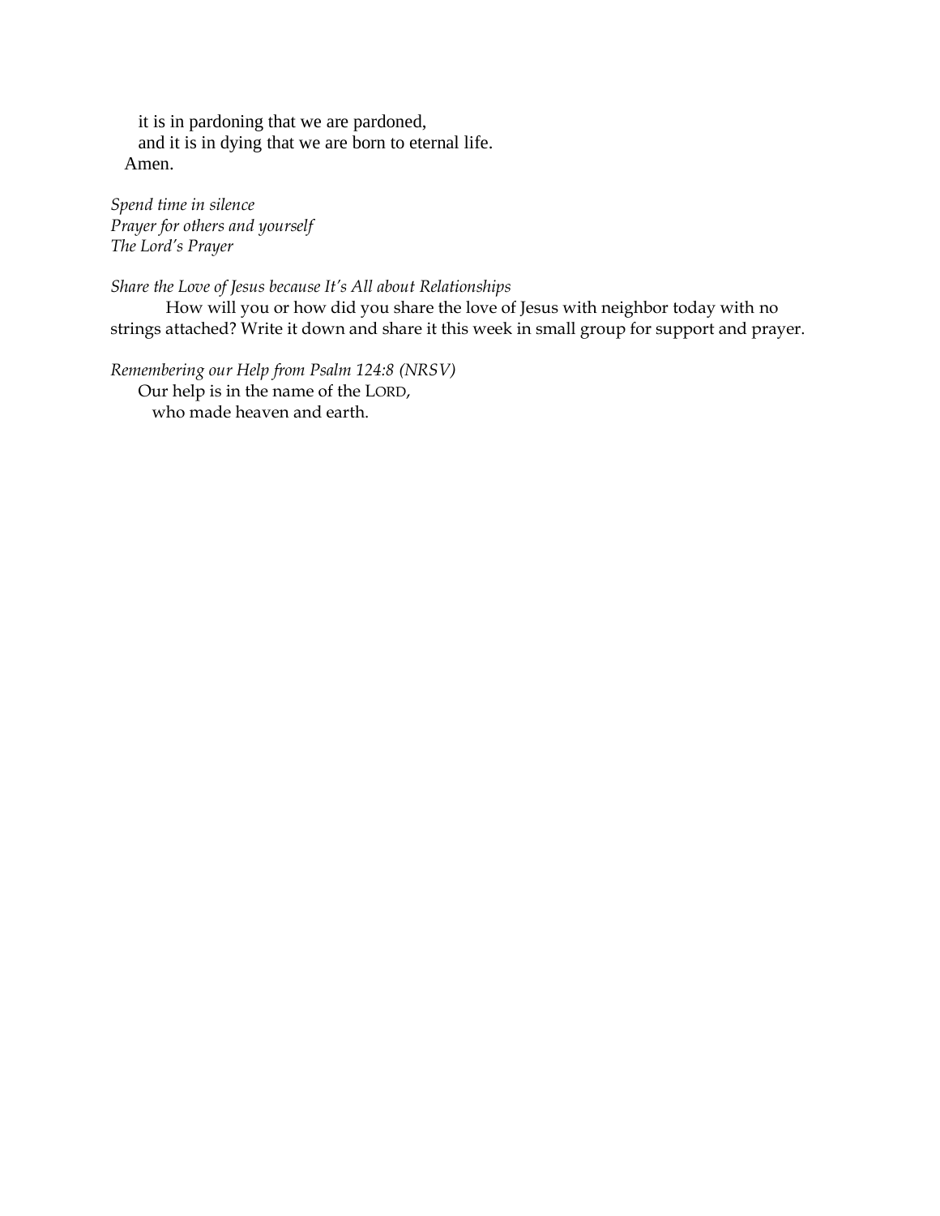it is in pardoning that we are pardoned,
and it is in dying that we are born to eternal life.
Amen.

*Spend time in silence*
*Prayer for others and yourself*
*The Lord's Prayer*

*Share the Love of Jesus because It's All about Relationships*

How will you or how did you share the love of Jesus with neighbor today with no strings attached? Write it down and share it this week in small group for support and prayer.

*Remembering our Help from Psalm 124:8 (NRSV)*

Our help is in the name of the LORD,
who made heaven and earth.